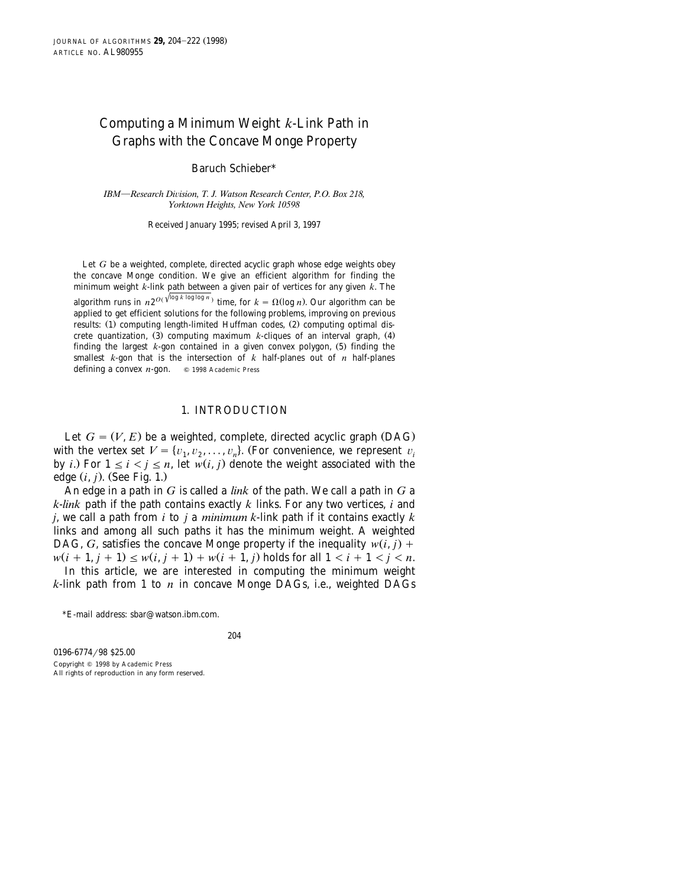# Computing a Minimum Weight $k$-Link Path in Graphs with the Concave Monge Property

Baruch Schieber*

*IBM—Research Division, T. J. Watson Research Center, P.O. Box 218, Yorktown Heights, New York 10598*

Received January 1995; revised April 3, 1997

Let $G$ be a weighted, complete, directed acyclic graph whose edge weights obey the concave Monge condition. We give an efficient algorithm for finding the minimum weight $k$-link path between a given pair of vertices for any given $k$. The algorithm runs in $n2^{O(\sqrt{\log k \log\log n})}$ time, for $k = \Omega(\log n)$. Our algorithm can be applied to get efficient solutions for the following problems, improving on previous results: (1) computing length-limited Huffman codes, (2) computing optimal discrete quantization, (3) computing maximum $k$-cliques of an interval graph, (4) finding the largest $k$-gon contained in a given convex polygon, (5) finding the smallest $k$-gon that is the intersection of $k$ half-planes out of $n$ half-planes defining a convex $n$-gon. © 1998 Academic Press

## 1. INTRODUCTION

Let $G = (V, E)$ be a weighted, complete, directed acyclic graph (DAG) with the vertex set $V = \{v_1, v_2, \ldots, v_n\}$. (For convenience, we represent $v_i$ by $i$.) For $1 \le i < j \le n$, let $w(i, j)$ denote the weight associated with the edge $(i, j)$. (See Fig. 1.)

An edge in a path in $G$ is called a *link* of the path. We call a path in $G$ a *$k$-link* path if the path contains exactly $k$ links. For any two vertices, $i$ and $j$, we call a path from $i$ to $j$ a *minimum $k$-link path* if it contains exactly $k$ links and among all such paths it has the minimum weight. A weighted DAG, $G$, satisfies the concave Monge property if the inequality $w(i, j) + w(i + 1, j + 1) \le w(i, j + 1) + w(i + 1, j)$ holds for all $1 < i + 1 < j < n$.

In this article, we are interested in computing the minimum weight $k$-link path from 1 to $n$ in concave Monge DAGs, i.e., weighted DAGs

*E-mail address: sbar@watson.ibm.com.

0196-6774/98 $25.00
Copyright © 1998 by Academic Press
All rights of reproduction in any form reserved.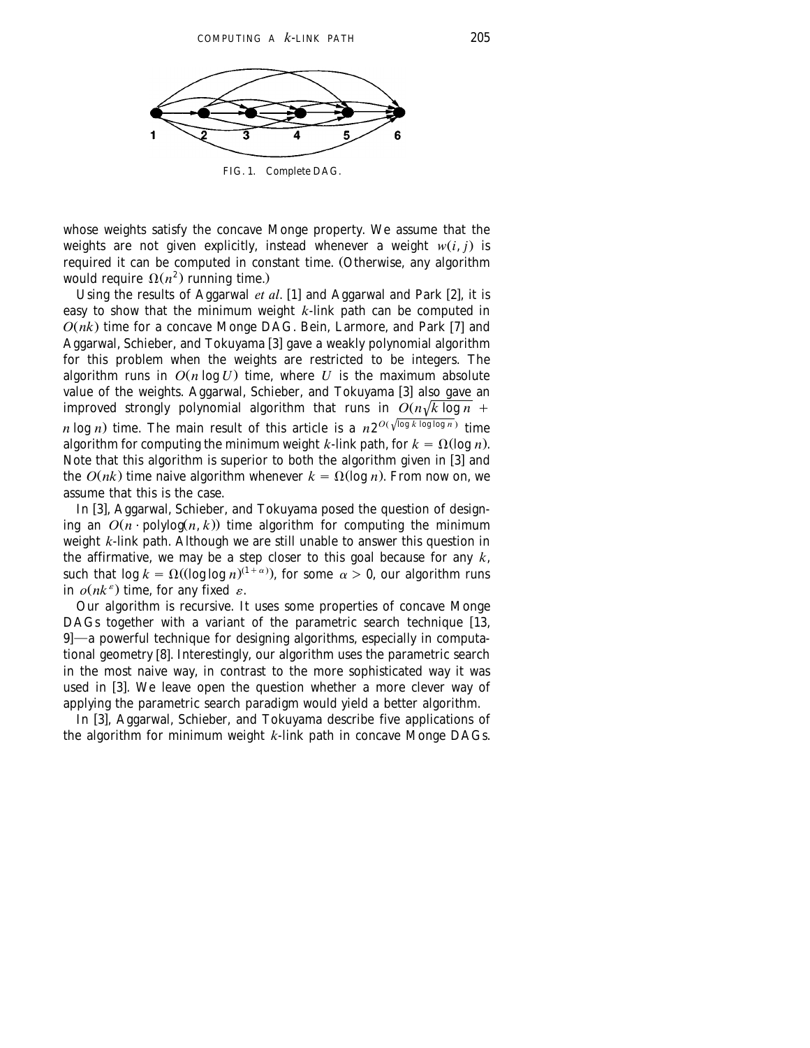FIG. 1. Complete DAG.

whose weights satisfy the concave Monge property. We assume that the weights are not given explicitly, instead whenever a weight $w(i, j)$ is required it can be computed in constant time. (Otherwise, any algorithm would require $\Omega(n^2)$ running time.)

Using the results of Aggarwal *et al*. [1] and Aggarwal and Park [2], it is easy to show that the minimum weight $k$-link path can be computed in $O(nk)$ time for a concave Monge DAG. Bein, Larmore, and Park [7] and Aggarwal, Schieber, and Tokuyama [3] gave a weakly polynomial algorithm for this problem when the weights are restricted to be integers. The algorithm runs in $O(n \log U)$ time, where $U$ is the maximum absolute value of the weights. Aggarwal, Schieber, and Tokuyama [3] also gave an improved strongly polynomial algorithm that runs in $O(n\sqrt{k \log n} + n \log n)$ time. The main result of this article is a $n 2^{O(\sqrt{\log k \log\log n})}$ time algorithm for computing the minimum weight $k$-link path, for $k = \Omega(\log n)$. Note that this algorithm is superior to both the algorithm given in [3] and the $O(nk)$ time naive algorithm whenever $k = \Omega(\log n)$. From now on, we assume that this is the case.

In [3], Aggarwal, Schieber, and Tokuyama posed the question of designing an $O(n \cdot \text{polylog}(n, k))$ time algorithm for computing the minimum weight $k$-link path. Although we are still unable to answer this question in the affirmative, we may be a step closer to this goal because for any $k$, such that $\log k = \Omega((\log\log n)^{(1+\alpha)})$, for some $\alpha > 0$, our algorithm runs in $o(nk^{\varepsilon})$ time, for any fixed $\varepsilon$.

Our algorithm is recursive. It uses some properties of concave Monge DAGs together with a variant of the parametric search technique [13, 9]—a powerful technique for designing algorithms, especially in computational geometry [8]. Interestingly, our algorithm uses the parametric search in the most naive way, in contrast to the more sophisticated way it was used in [3]. We leave open the question whether a more clever way of applying the parametric search paradigm would yield a better algorithm.

In [3], Aggarwal, Schieber, and Tokuyama describe five applications of the algorithm for minimum weight $k$-link path in concave Monge DAGs.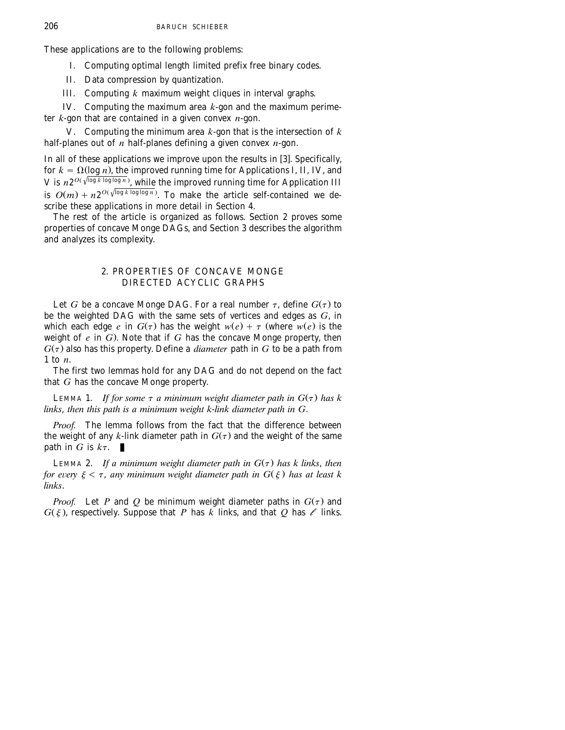These applications are to the following problems:

I. Computing optimal length limited prefix free binary codes.

II. Data compression by quantization.

III. Computing $k$ maximum weight cliques in interval graphs.

IV. Computing the maximum area $k$-gon and the maximum perimeter $k$-gon that are contained in a given convex $n$-gon.

V. Computing the minimum area $k$-gon that is the intersection of $k$ half-planes out of $n$ half-planes defining a given convex $n$-gon.

In all of these applications we improve upon the results in [3]. Specifically, for $k = \Omega(\log n)$, the improved running time for Applications I, II, IV, and V is $n2^{O(\sqrt{\log k \log\log n})}$, while the improved running time for Application III is $O(m) + n2^{O(\sqrt{\log k \log\log n})}$. To make the article self-contained we describe these applications in more detail in Section 4.

The rest of the article is organized as follows. Section 2 proves some properties of concave Monge DAGs, and Section 3 describes the algorithm and analyzes its complexity.

## 2. PROPERTIES OF CONCAVE MONGE DIRECTED ACYCLIC GRAPHS

Let $G$ be a concave Monge DAG. For a real number $\tau$, define $G(\tau)$ to be the weighted DAG with the same sets of vertices and edges as $G$, in which each edge $e$ in $G(\tau)$ has the weight $w(e) + \tau$ (where $w(e)$ is the weight of $e$ in $G$). Note that if $G$ has the concave Monge property, then $G(\tau)$ also has this property. Define a *diameter* path in $G$ to be a path from 1 to $n$.

The first two lemmas hold for any DAG and do not depend on the fact that $G$ has the concave Monge property.

LEMMA 1. *If for some $\tau$ a minimum weight diameter path in $G(\tau)$ has $k$ links, then this path is a minimum weight $k$-link diameter path in $G$.*

*Proof.* The lemma follows from the fact that the difference between the weight of any $k$-link diameter path in $G(\tau)$ and the weight of the same path in $G$ is $k\tau$. ∎

LEMMA 2. *If a minimum weight diameter path in $G(\tau)$ has $k$ links, then for every $\xi < \tau$, any minimum weight diameter path in $G(\xi)$ has at least $k$ links.*

*Proof.* Let $P$ and $Q$ be minimum weight diameter paths in $G(\tau)$ and $G(\xi)$, respectively. Suppose that $P$ has $k$ links, and that $Q$ has $\ell$ links.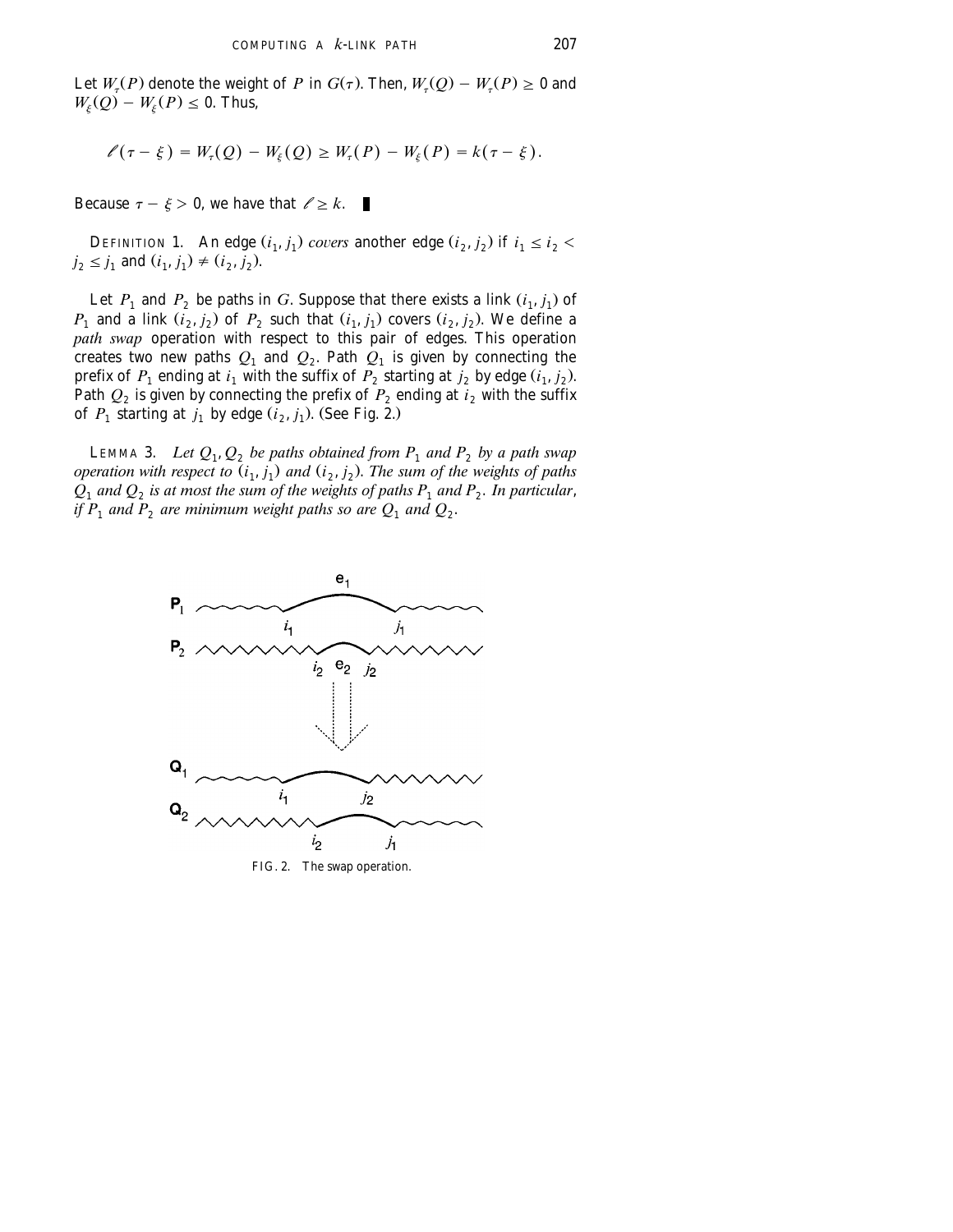Let $W_\tau(P)$ denote the weight of $P$ in $G(\tau)$. Then, $W_\tau(Q) - W_\tau(P) \geq 0$ and $W_\xi(Q) - W_\xi(P) \leq 0$. Thus,

$$\ell(\tau - \xi) = W_\tau(Q) - W_\xi(Q) \geq W_\tau(P) - W_\xi(P) = k(\tau - \xi).$$

Because $\tau - \xi > 0$, we have that $\ell \geq k$. ∎

DEFINITION 1. An edge $(i_1, j_1)$ *covers* another edge $(i_2, j_2)$ if $i_1 \leq i_2 < j_2 \leq j_1$ and $(i_1, j_1) \neq (i_2, j_2)$.

Let $P_1$ and $P_2$ be paths in $G$. Suppose that there exists a link $(i_1, j_1)$ of $P_1$ and a link $(i_2, j_2)$ of $P_2$ such that $(i_1, j_1)$ covers $(i_2, j_2)$. We define a *path swap* operation with respect to this pair of edges. This operation creates two new paths $Q_1$ and $Q_2$. Path $Q_1$ is given by connecting the prefix of $P_1$ ending at $i_1$ with the suffix of $P_2$ starting at $j_2$ by edge $(i_1, j_2)$. Path $Q_2$ is given by connecting the prefix of $P_2$ ending at $i_2$ with the suffix of $P_1$ starting at $j_1$ by edge $(i_2, j_1)$. (See Fig. 2.)

LEMMA 3. *Let $Q_1, Q_2$ be paths obtained from $P_1$ and $P_2$ by a path swap operation with respect to $(i_1, j_1)$ and $(i_2, j_2)$. The sum of the weights of paths $Q_1$ and $Q_2$ is at most the sum of the weights of paths $P_1$ and $P_2$. In particular, if $P_1$ and $P_2$ are minimum weight paths so are $Q_1$ and $Q_2$.*

FIG. 2. The swap operation.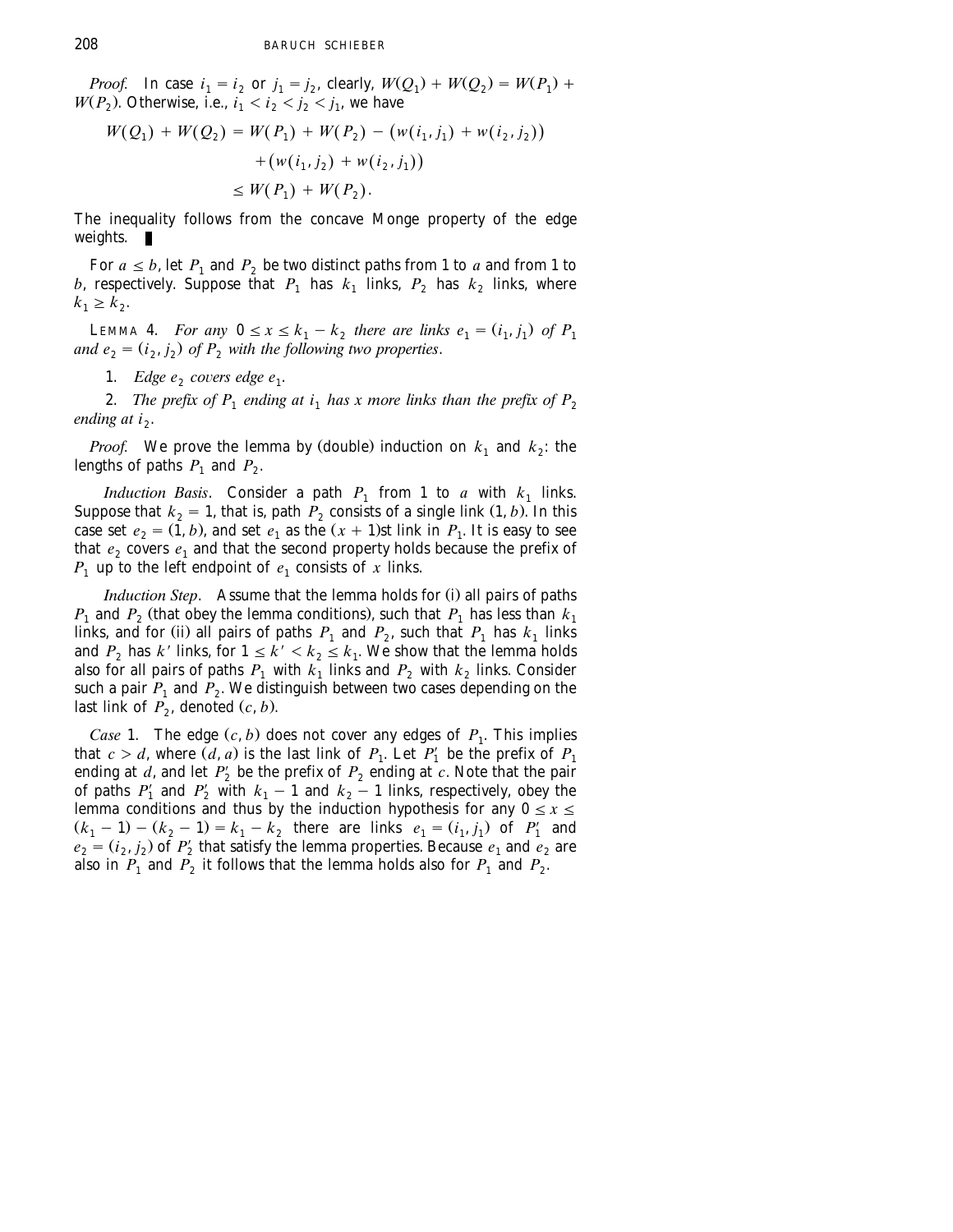*Proof.* In case $i_1 = i_2$ or $j_1 = j_2$, clearly, $W(Q_1) + W(Q_2) = W(P_1) + W(P_2)$. Otherwise, i.e., $i_1 < i_2 < j_2 < j_1$, we have

$$\begin{aligned} W(Q_1) + W(Q_2) &= W(P_1) + W(P_2) - \big(w(i_1, j_1) + w(i_2, j_2)\big) \\ &\quad + \big(w(i_1, j_2) + w(i_2, j_1)\big) \\ &\leq W(P_1) + W(P_2). \end{aligned}$$

The inequality follows from the concave Monge property of the edge weights. ∎

For $a \leq b$, let $P_1$ and $P_2$ be two distinct paths from 1 to $a$ and from 1 to $b$, respectively. Suppose that $P_1$ has $k_1$ links, $P_2$ has $k_2$ links, where $k_1 \geq k_2$.

LEMMA 4. *For any $0 \leq x \leq k_1 - k_2$ there are links $e_1 = (i_1, j_1)$ of $P_1$ and $e_2 = (i_2, j_2)$ of $P_2$ with the following two properties.*

1. *Edge $e_2$ covers edge $e_1$.*
2. *The prefix of $P_1$ ending at $i_1$ has $x$ more links than the prefix of $P_2$ ending at $i_2$.*

*Proof.* We prove the lemma by (double) induction on $k_1$ and $k_2$: the lengths of paths $P_1$ and $P_2$.

*Induction Basis*. Consider a path $P_1$ from 1 to $a$ with $k_1$ links. Suppose that $k_2 = 1$, that is, path $P_2$ consists of a single link $(1, b)$. In this case set $e_2 = (1, b)$, and set $e_1$ as the $(x+1)$st link in $P_1$. It is easy to see that $e_2$ covers $e_1$ and that the second property holds because the prefix of $P_1$ up to the left endpoint of $e_1$ consists of $x$ links.

*Induction Step*. Assume that the lemma holds for (i) all pairs of paths $P_1$ and $P_2$ (that obey the lemma conditions), such that $P_1$ has less than $k_1$ links, and for (ii) all pairs of paths $P_1$ and $P_2$, such that $P_1$ has $k_1$ links and $P_2$ has $k'$ links, for $1 \leq k' < k_2 \leq k_1$. We show that the lemma holds also for all pairs of paths $P_1$ with $k_1$ links and $P_2$ with $k_2$ links. Consider such a pair $P_1$ and $P_2$. We distinguish between two cases depending on the last link of $P_2$, denoted $(c, b)$.

*Case* 1. The edge $(c, b)$ does not cover any edges of $P_1$. This implies that $c > d$, where $(d, a)$ is the last link of $P_1$. Let $P_1'$ be the prefix of $P_1$ ending at $d$, and let $P_2'$ be the prefix of $P_2$ ending at $c$. Note that the pair of paths $P_1'$ and $P_2'$ with $k_1 - 1$ and $k_2 - 1$ links, respectively, obey the lemma conditions and thus by the induction hypothesis for any $0 \leq x \leq (k_1 - 1) - (k_2 - 1) = k_1 - k_2$ there are links $e_1 = (i_1, j_1)$ of $P_1'$ and $e_2 = (i_2, j_2)$ of $P_2'$ that satisfy the lemma properties. Because $e_1$ and $e_2$ are also in $P_1$ and $P_2$ it follows that the lemma holds also for $P_1$ and $P_2$.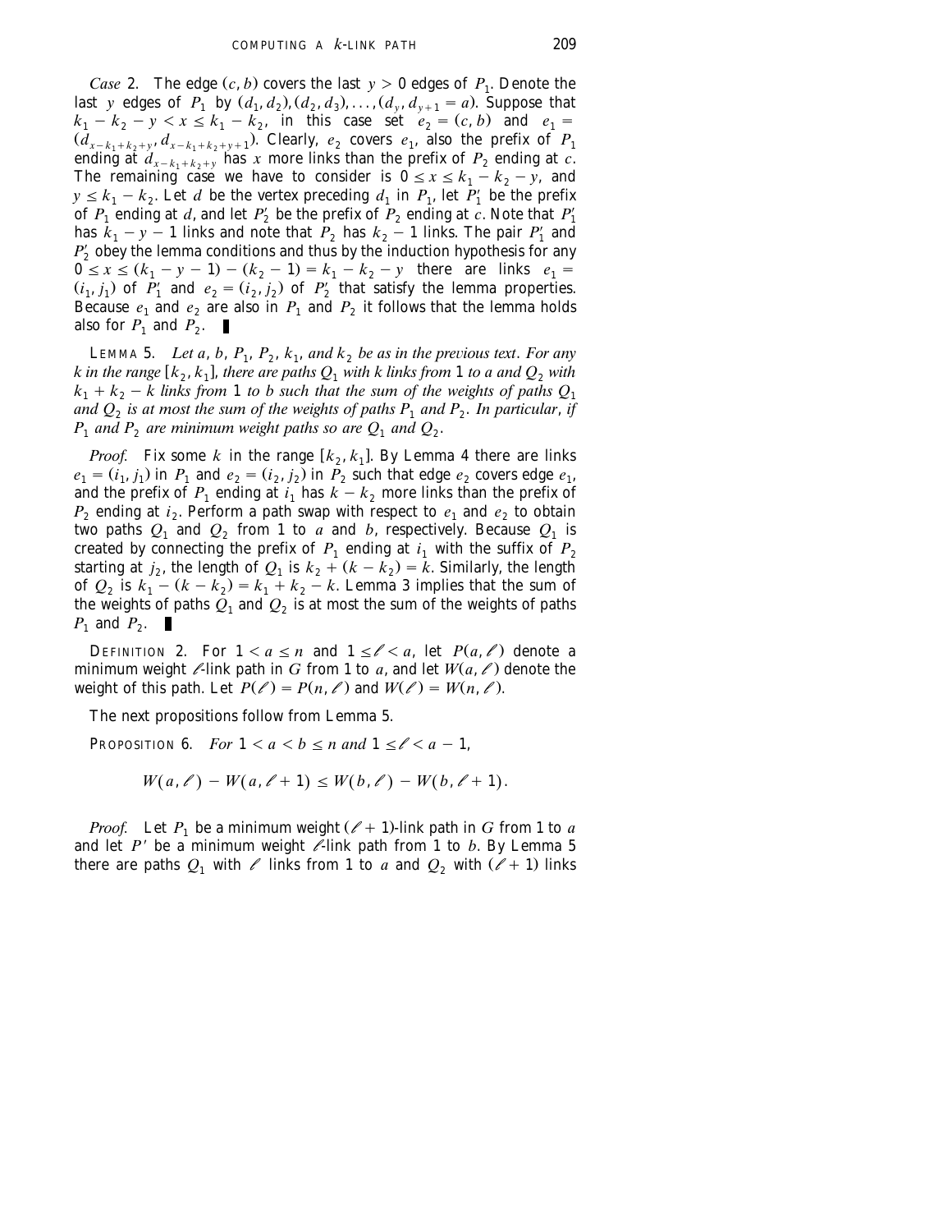*Case* 2. The edge $(c, b)$ covers the last $y > 0$ edges of $P_1$. Denote the last $y$ edges of $P_1$ by $(d_1, d_2), (d_2, d_3), \dots, (d_y, d_{y+1} = a)$. Suppose that $k_1 - k_2 - y < x \le k_1 - k_2$, in this case set $e_2 = (c, b)$ and $e_1 = (d_{x-k_1+k_2+y}, d_{x-k_1+k_2+y+1})$. Clearly, $e_2$ covers $e_1$, also the prefix of $P_1$ ending at $d_{x-k_1+k_2+y}$ has $x$ more links than the prefix of $P_2$ ending at $c$. The remaining case we have to consider is $0 \le x \le k_1 - k_2 - y$, and $y \le k_1 - k_2$. Let $d$ be the vertex preceding $d_1$ in $P_1$, let $P_1'$ be the prefix of $P_1$ ending at $d$, and let $P_2'$ be the prefix of $P_2$ ending at $c$. Note that $P_1'$ has $k_1 - y - 1$ links and note that $P_2$ has $k_2 - 1$ links. The pair $P_1'$ and $P_2'$ obey the lemma conditions and thus by the induction hypothesis for any $0 \le x \le (k_1 - y - 1) - (k_2 - 1) = k_1 - k_2 - y$ there are links $e_1 = (i_1, j_1)$ of $P_1'$ and $e_2 = (i_2, j_2)$ of $P_2'$ that satisfy the lemma properties. Because $e_1$ and $e_2$ are also in $P_1$ and $P_2$ it follows that the lemma holds also for $P_1$ and $P_2$. ∎

LEMMA 5. *Let $a$, $b$, $P_1$, $P_2$, $k_1$, and $k_2$ be as in the previous text. For any $k$ in the range $[k_2, k_1]$, there are paths $Q_1$ with $k$ links from 1 to $a$ and $Q_2$ with $k_1 + k_2 - k$ links from 1 to $b$ such that the sum of the weights of paths $Q_1$ and $Q_2$ is at most the sum of the weights of paths $P_1$ and $P_2$. In particular, if $P_1$ and $P_2$ are minimum weight paths so are $Q_1$ and $Q_2$.*

*Proof.* Fix some $k$ in the range $[k_2, k_1]$. By Lemma 4 there are links $e_1 = (i_1, j_1)$ in $P_1$ and $e_2 = (i_2, j_2)$ in $P_2$ such that edge $e_2$ covers edge $e_1$, and the prefix of $P_1$ ending at $i_1$ has $k - k_2$ more links than the prefix of $P_2$ ending at $i_2$. Perform a path swap with respect to $e_1$ and $e_2$ to obtain two paths $Q_1$ and $Q_2$ from 1 to $a$ and $b$, respectively. Because $Q_1$ is created by connecting the prefix of $P_1$ ending at $i_1$ with the suffix of $P_2$ starting at $j_2$, the length of $Q_1$ is $k_2 + (k - k_2) = k$. Similarly, the length of $Q_2$ is $k_1 - (k - k_2) = k_1 + k_2 - k$. Lemma 3 implies that the sum of the weights of paths $Q_1$ and $Q_2$ is at most the sum of the weights of paths $P_1$ and $P_2$. ∎

DEFINITION 2. For $1 < a \le n$ and $1 \le \ell < a$, let $P(a, \ell)$ denote a minimum weight $\ell$-link path in $G$ from 1 to $a$, and let $W(a, \ell)$ denote the weight of this path. Let $P(\ell) = P(n, \ell)$ and $W(\ell) = W(n, \ell)$.

The next propositions follow from Lemma 5.

PROPOSITION 6. *For $1 < a < b \le n$ and $1 \le \ell < a - 1$,*

$$W(a, \ell) - W(a, \ell + 1) \le W(b, \ell) - W(b, \ell + 1).$$

*Proof.* Let $P_1$ be a minimum weight $(\ell + 1)$-link path in $G$ from 1 to $a$ and let $P'$ be a minimum weight $\ell$-link path from 1 to $b$. By Lemma 5 there are paths $Q_1$ with $\ell$ links from 1 to $a$ and $Q_2$ with $(\ell + 1)$ links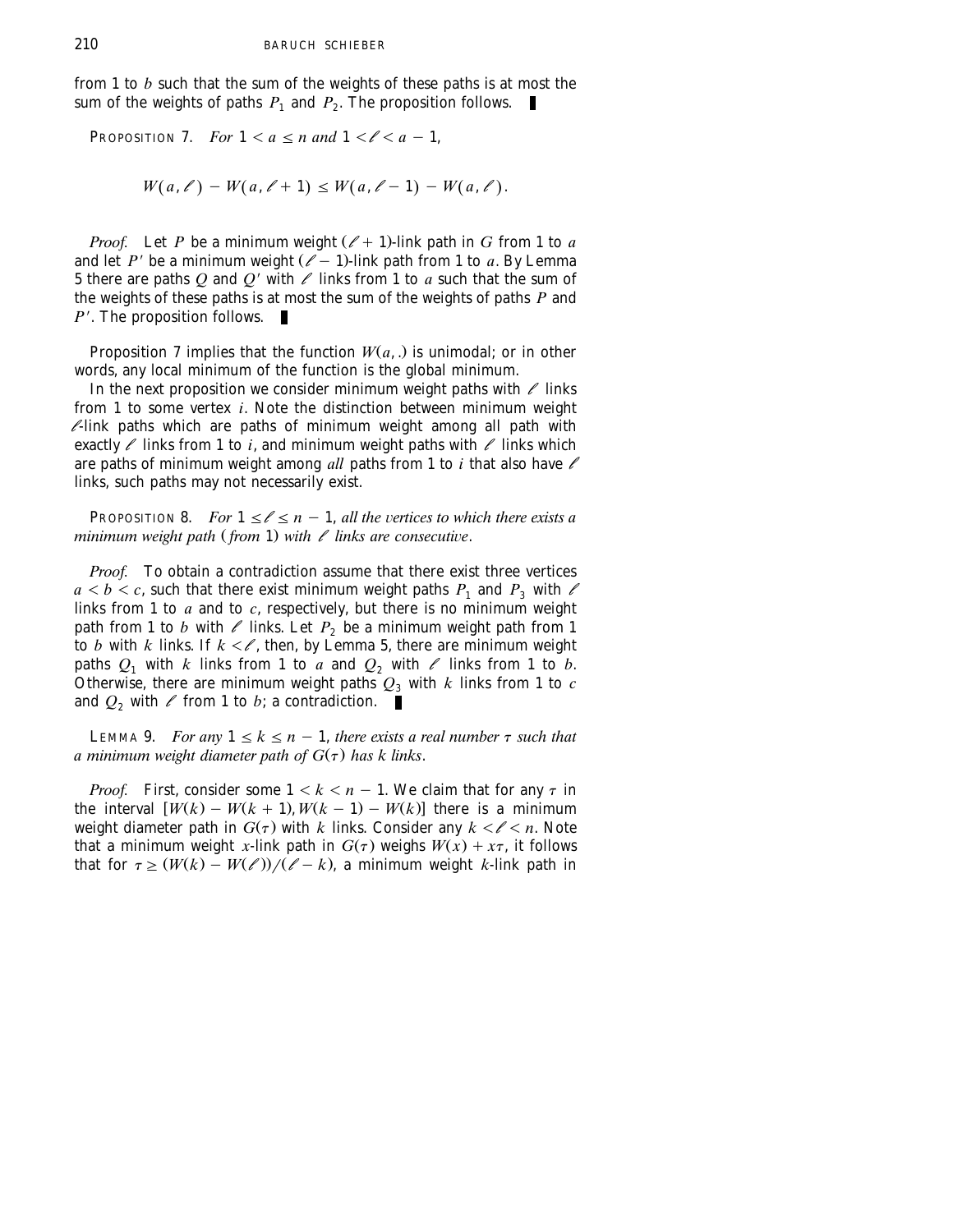from 1 to $b$ such that the sum of the weights of these paths is at most the sum of the weights of paths $P_1$ and $P_2$. The proposition follows. ∎

PROPOSITION 7. *For $1 < a \leq n$ and $1 < \ell < a - 1$,*

$$W(a, \ell) - W(a, \ell + 1) \leq W(a, \ell - 1) - W(a, \ell).$$

*Proof.* Let $P$ be a minimum weight $(\ell + 1)$-link path in $G$ from 1 to $a$ and let $P'$ be a minimum weight $(\ell - 1)$-link path from 1 to $a$. By Lemma 5 there are paths $Q$ and $Q'$ with $\ell$ links from 1 to $a$ such that the sum of the weights of these paths is at most the sum of the weights of paths $P$ and $P'$. The proposition follows. ∎

Proposition 7 implies that the function $W(a, .)$ is unimodal; or in other words, any local minimum of the function is the global minimum.

In the next proposition we consider minimum weight paths with $\ell$ links from 1 to some vertex $i$. Note the distinction between minimum weight $\ell$-link paths which are paths of minimum weight among all path with exactly $\ell$ links from 1 to $i$, and minimum weight paths with $\ell$ links which are paths of minimum weight among *all* paths from 1 to $i$ that also have $\ell$ links, such paths may not necessarily exist.

PROPOSITION 8. *For $1 \leq \ell \leq n - 1$, all the vertices to which there exists a minimum weight path (from 1) with $\ell$ links are consecutive.*

*Proof.* To obtain a contradiction assume that there exist three vertices $a < b < c$, such that there exist minimum weight paths $P_1$ and $P_3$ with $\ell$ links from 1 to $a$ and to $c$, respectively, but there is no minimum weight path from 1 to $b$ with $\ell$ links. Let $P_2$ be a minimum weight path from 1 to $b$ with $k$ links. If $k < \ell$, then, by Lemma 5, there are minimum weight paths $Q_1$ with $k$ links from 1 to $a$ and $Q_2$ with $\ell$ links from 1 to $b$. Otherwise, there are minimum weight paths $Q_3$ with $k$ links from 1 to $c$ and $Q_2$ with $\ell$ from 1 to $b$; a contradiction. ∎

LEMMA 9. *For any $1 \leq k \leq n - 1$, there exists a real number $\tau$ such that a minimum weight diameter path of $G(\tau)$ has $k$ links.*

*Proof.* First, consider some $1 < k < n - 1$. We claim that for any $\tau$ in the interval $[W(k) - W(k + 1), W(k - 1) - W(k)]$ there is a minimum weight diameter path in $G(\tau)$ with $k$ links. Consider any $k < \ell < n$. Note that a minimum weight $x$-link path in $G(\tau)$ weighs $W(x) + x\tau$, it follows that for $\tau \geq (W(k) - W(\ell))/(\ell - k)$, a minimum weight $k$-link path in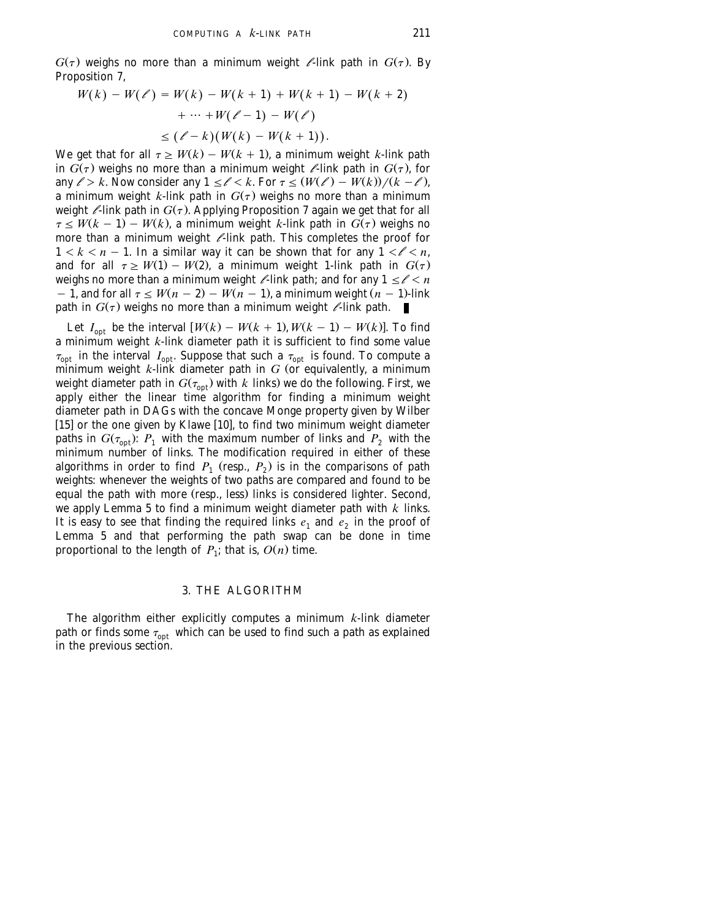$G(\tau)$ weighs no more than a minimum weight $\ell$-link path in $G(\tau)$. By Proposition 7,

$$
\begin{aligned}
W(k) - W(\ell) &= W(k) - W(k+1) + W(k+1) - W(k+2) \\
&\quad + \cdots + W(\ell - 1) - W(\ell) \\
&\leq (\ell - k)(W(k) - W(k+1)).
\end{aligned}
$$

We get that for all $\tau \geq W(k) - W(k+1)$, a minimum weight $k$-link path in $G(\tau)$ weighs no more than a minimum weight $\ell$-link path in $G(\tau)$, for any $\ell > k$. Now consider any $1 \leq \ell < k$. For $\tau \leq (W(\ell) - W(k))/(k - \ell)$, a minimum weight $k$-link path in $G(\tau)$ weighs no more than a minimum weight $\ell$-link path in $G(\tau)$. Applying Proposition 7 again we get that for all $\tau \leq W(k-1) - W(k)$, a minimum weight $k$-link path in $G(\tau)$ weighs no more than a minimum weight $\ell$-link path. This completes the proof for $1 < k < n - 1$. In a similar way it can be shown that for any $1 < \ell < n$, and for all $\tau \geq W(1) - W(2)$, a minimum weight 1-link path in $G(\tau)$ weighs no more than a minimum weight $\ell$-link path; and for any $1 \leq \ell < n - 1$, and for all $\tau \leq W(n-2) - W(n-1)$, a minimum weight $(n-1)$-link path in $G(\tau)$ weighs no more than a minimum weight $\ell$-link path. ∎

Let $I_{\text{opt}}$ be the interval $[W(k) - W(k+1), W(k-1) - W(k)]$. To find a minimum weight $k$-link diameter path it is sufficient to find some value $\tau_{\text{opt}}$ in the interval $I_{\text{opt}}$. Suppose that such a $\tau_{\text{opt}}$ is found. To compute a minimum weight $k$-link diameter path in $G$ (or equivalently, a minimum weight diameter path in $G(\tau_{\text{opt}})$ with $k$ links) we do the following. First, we apply either the linear time algorithm for finding a minimum weight diameter path in DAGs with the concave Monge property given by Wilber [15] or the one given by Klawe [10], to find two minimum weight diameter paths in $G(\tau_{\text{opt}})$: $P_1$ with the maximum number of links and $P_2$ with the minimum number of links. The modification required in either of these algorithms in order to find $P_1$ (resp., $P_2$) is in the comparisons of path weights: whenever the weights of two paths are compared and found to be equal the path with more (resp., less) links is considered lighter. Second, we apply Lemma 5 to find a minimum weight diameter path with $k$ links. It is easy to see that finding the required links $e_1$ and $e_2$ in the proof of Lemma 5 and that performing the path swap can be done in time proportional to the length of $P_1$; that is, $O(n)$ time.

## 3. THE ALGORITHM

The algorithm either explicitly computes a minimum $k$-link diameter path or finds some $\tau_{\text{opt}}$ which can be used to find such a path as explained in the previous section.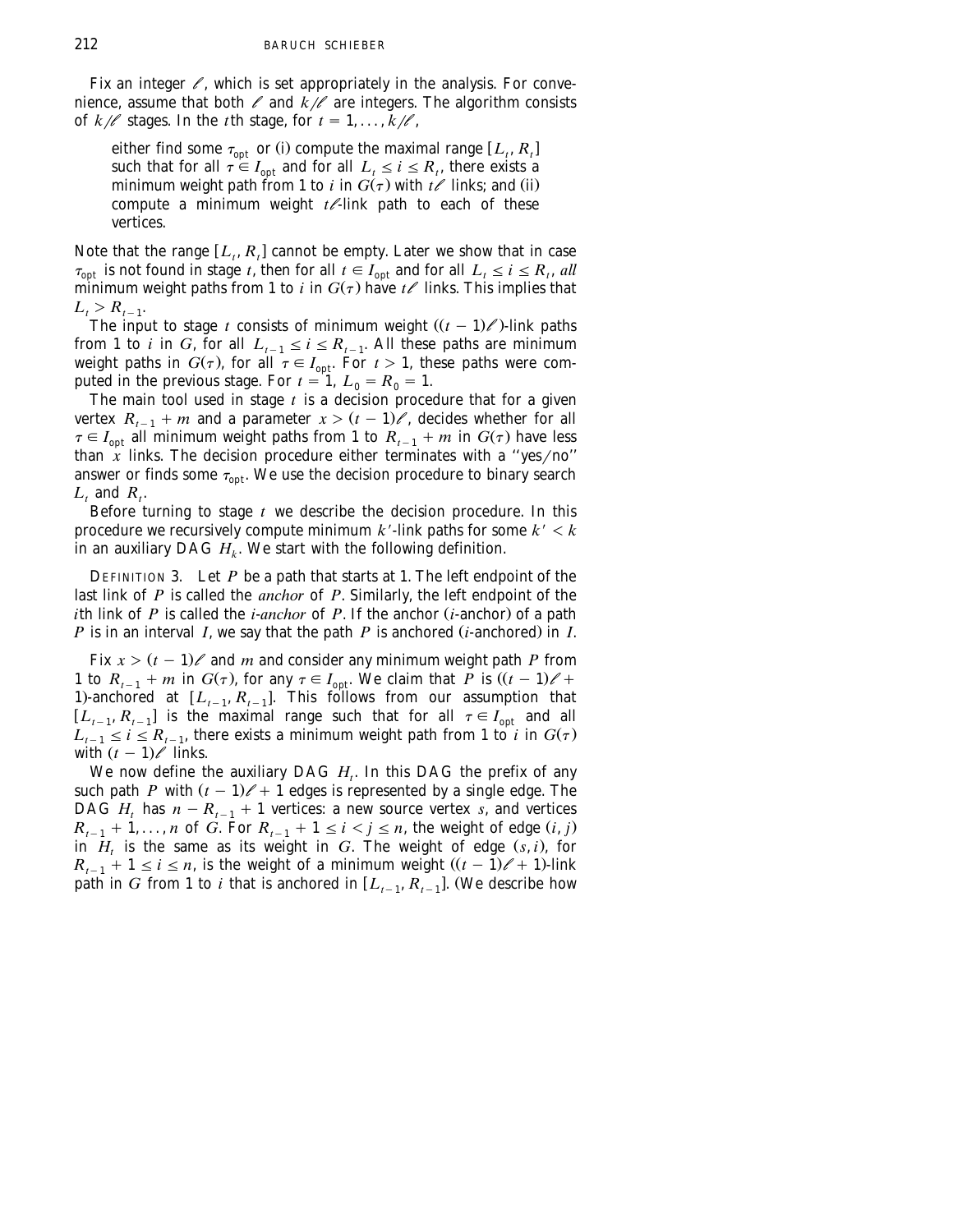Fix an integer $\ell$, which is set appropriately in the analysis. For convenience, assume that both $\ell$ and $k/\ell$ are integers. The algorithm consists of $k/\ell$ stages. In the $t$th stage, for $t = 1, \ldots, k/\ell$,

> either find some $\tau_{\text{opt}}$ or (i) compute the maximal range $[L_t, R_t]$ such that for all $\tau \in I_{\text{opt}}$ and for all $L_t \le i \le R_t$, there exists a minimum weight path from 1 to $i$ in $G(\tau)$ with $t\ell$ links; and (ii) compute a minimum weight $t\ell$-link path to each of these vertices.

Note that the range $[L_t, R_t]$ cannot be empty. Later we show that in case $\tau_{\text{opt}}$ is not found in stage $t$, then for all $t \in I_{\text{opt}}$ and for all $L_t \le i \le R_t$, *all* minimum weight paths from 1 to $i$ in $G(\tau)$ have $t\ell$ links. This implies that $L_t > R_{t-1}$.

The input to stage $t$ consists of minimum weight $((t-1)\ell)$-link paths from 1 to $i$ in $G$, for all $L_{t-1} \le i \le R_{t-1}$. All these paths are minimum weight paths in $G(\tau)$, for all $\tau \in I_{\text{opt}}$. For $t > 1$, these paths were computed in the previous stage. For $t = 1$, $L_0 = R_0 = 1$.

The main tool used in stage $t$ is a decision procedure that for a given vertex $R_{t-1} + m$ and a parameter $x > (t-1)\ell$, decides whether for all $\tau \in I_{\text{opt}}$ all minimum weight paths from 1 to $R_{t-1} + m$ in $G(\tau)$ have less than $x$ links. The decision procedure either terminates with a "yes/no" answer or finds some $\tau_{\text{opt}}$. We use the decision procedure to binary search $L_t$ and $R_t$.

Before turning to stage $t$ we describe the decision procedure. In this procedure we recursively compute minimum $k'$-link paths for some $k' < k$ in an auxiliary DAG $H_k$. We start with the following definition.

DEFINITION 3. Let $P$ be a path that starts at 1. The left endpoint of the last link of $P$ is called the *anchor* of $P$. Similarly, the left endpoint of the $i$th link of $P$ is called the *$i$-anchor* of $P$. If the anchor ($i$-anchor) of a path $P$ is in an interval $I$, we say that the path $P$ is anchored ($i$-anchored) in $I$.

Fix $x > (t-1)\ell$ and $m$ and consider any minimum weight path $P$ from 1 to $R_{t-1} + m$ in $G(\tau)$, for any $\tau \in I_{\text{opt}}$. We claim that $P$ is $((t-1)\ell + 1)$-anchored at $[L_{t-1}, R_{t-1}]$. This follows from our assumption that $[L_{t-1}, R_{t-1}]$ is the maximal range such that for all $\tau \in I_{\text{opt}}$ and all $L_{t-1} \le i \le R_{t-1}$, there exists a minimum weight path from 1 to $i$ in $G(\tau)$ with $(t-1)\ell$ links.

We now define the auxiliary DAG $H_t$. In this DAG the prefix of any such path $P$ with $(t-1)\ell + 1$ edges is represented by a single edge. The DAG $H_t$ has $n - R_{t-1} + 1$ vertices: a new source vertex $s$, and vertices $R_{t-1} + 1, \ldots, n$ of $G$. For $R_{t-1} + 1 \le i < j \le n$, the weight of edge $(i, j)$ in $H_t$ is the same as its weight in $G$. The weight of edge $(s, i)$, for $R_{t-1} + 1 \le i \le n$, is the weight of a minimum weight $((t-1)\ell + 1)$-link path in $G$ from 1 to $i$ that is anchored in $[L_{t-1}, R_{t-1}]$. (We describe how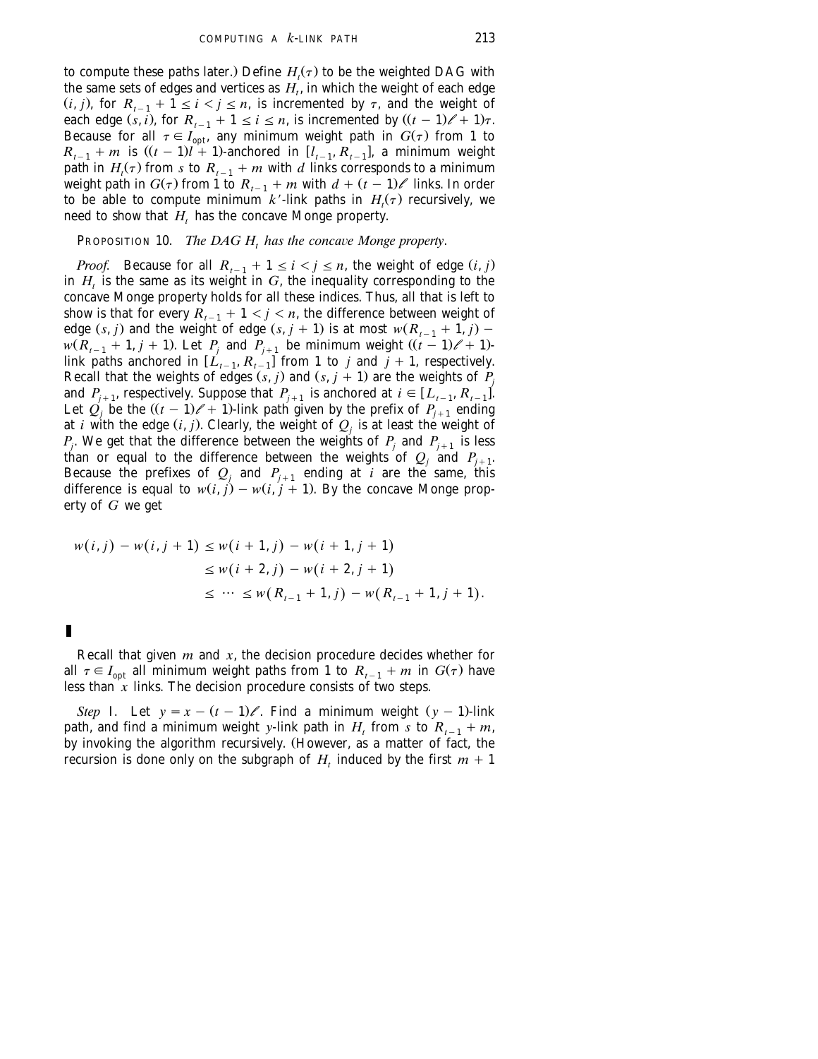to compute these paths later.) Define $H_t(\tau)$ to be the weighted DAG with the same sets of edges and vertices as $H_t$, in which the weight of each edge $(i, j)$, for $R_{t-1} + 1 \le i < j \le n$, is incremented by $\tau$, and the weight of each edge $(s, i)$, for $R_{t-1} + 1 \le i \le n$, is incremented by $((t-1)\ell + 1)\tau$. Because for all $\tau \in I_{\text{opt}}$, any minimum weight path in $G(\tau)$ from 1 to $R_{t-1} + m$ is $((t-1)l + 1)$-anchored in $[l_{t-1}, R_{t-1}]$, a minimum weight path in $H_t(\tau)$ from $s$ to $R_{t-1} + m$ with $d$ links corresponds to a minimum weight path in $G(\tau)$ from 1 to $R_{t-1} + m$ with $d + (t-1)\ell$ links. In order to be able to compute minimum $k'$-link paths in $H_t(\tau)$ recursively, we need to show that $H_t$ has the concave Monge property.

PROPOSITION 10. *The DAG $H_t$ has the concave Monge property.*

*Proof.* Because for all $R_{t-1} + 1 \le i < j \le n$, the weight of edge $(i, j)$ in $H_t$ is the same as its weight in $G$, the inequality corresponding to the concave Monge property holds for all these indices. Thus, all that is left to show is that for every $R_{t-1} + 1 < j < n$, the difference between weight of edge $(s, j)$ and the weight of edge $(s, j+1)$ is at most $w(R_{t-1} + 1, j) - w(R_{t-1} + 1, j+1)$. Let $P_j$ and $P_{j+1}$ be minimum weight $((t-1)\ell + 1)$-link paths anchored in $[L_{t-1}, R_{t-1}]$ from 1 to $j$ and $j+1$, respectively. Recall that the weights of edges $(s, j)$ and $(s, j+1)$ are the weights of $P_j$ and $P_{j+1}$, respectively. Suppose that $P_{j+1}$ is anchored at $i \in [L_{t-1}, R_{t-1}]$. Let $Q_j$ be the $((t-1)\ell + 1)$-link path given by the prefix of $P_{j+1}$ ending at $i$ with the edge $(i, j)$. Clearly, the weight of $Q_j$ is at least the weight of $P_j$. We get that the difference between the weights of $P_j$ and $P_{j+1}$ is less than or equal to the difference between the weights of $Q_j$ and $P_{j+1}$. Because the prefixes of $Q_j$ and $P_{j+1}$ ending at $i$ are the same, this difference is equal to $w(i, j) - w(i, j+1)$. By the concave Monge property of $G$ we get

$$
\begin{aligned}
w(i, j) - w(i, j+1) &\le w(i+1, j) - w(i+1, j+1) \\
&\le w(i+2, j) - w(i+2, j+1) \\
&\le \cdots \le w(R_{t-1} + 1, j) - w(R_{t-1} + 1, j+1).
\end{aligned}
$$

∎

Recall that given $m$ and $x$, the decision procedure decides whether for all $\tau \in I_{\text{opt}}$ all minimum weight paths from 1 to $R_{t-1} + m$ in $G(\tau)$ have less than $x$ links. The decision procedure consists of two steps.

*Step* 1. Let $y = x - (t-1)\ell$. Find a minimum weight $(y-1)$-link path, and find a minimum weight $y$-link path in $H_t$ from $s$ to $R_{t-1} + m$, by invoking the algorithm recursively. (However, as a matter of fact, the recursion is done only on the subgraph of $H_t$ induced by the first $m + 1$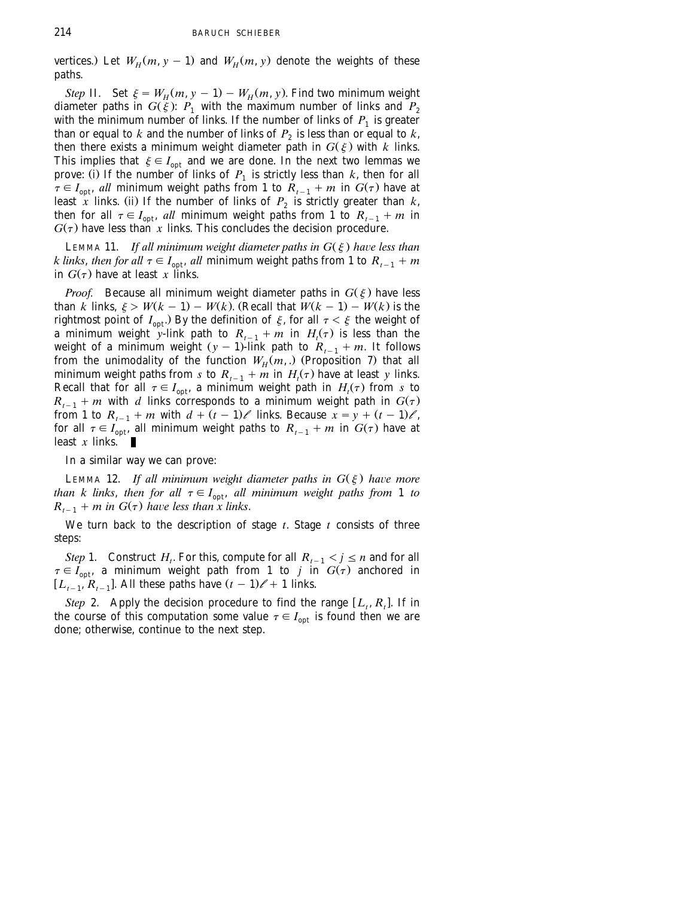vertices.) Let $W_H(m, y-1)$ and $W_H(m, y)$ denote the weights of these paths.

*Step* II. Set $\xi = W_H(m, y-1) - W_H(m, y)$. Find two minimum weight diameter paths in $G(\xi)$: $P_1$ with the maximum number of links and $P_2$ with the minimum number of links. If the number of links of $P_1$ is greater than or equal to $k$ and the number of links of $P_2$ is less than or equal to $k$, then there exists a minimum weight diameter path in $G(\xi)$ with $k$ links. This implies that $\xi \in I_{\text{opt}}$ and we are done. In the next two lemmas we prove: (i) If the number of links of $P_1$ is strictly less than $k$, then for all $\tau \in I_{\text{opt}}$, *all* minimum weight paths from 1 to $R_{t-1} + m$ in $G(\tau)$ have at least $x$ links. (ii) If the number of links of $P_2$ is strictly greater than $k$, then for all $\tau \in I_{\text{opt}}$, *all* minimum weight paths from 1 to $R_{t-1} + m$ in $G(\tau)$ have less than $x$ links. This concludes the decision procedure.

LEMMA 11. *If all minimum weight diameter paths in $G(\xi)$ have less than $k$ links, then for all $\tau \in I_{\text{opt}}$, all* minimum weight paths from 1 to $R_{t-1} + m$ in $G(\tau)$ have at least $x$ links.

*Proof.* Because all minimum weight diameter paths in $G(\xi)$ have less than $k$ links, $\xi > W(k-1) - W(k)$. (Recall that $W(k-1) - W(k)$ is the rightmost point of $I_{\text{opt}}$.) By the definition of $\xi$, for all $\tau < \xi$ the weight of a minimum weight $y$-link path to $R_{t-1} + m$ in $H_t(\tau)$ is less than the weight of a minimum weight $(y-1)$-link path to $R_{t-1} + m$. It follows from the unimodality of the function $W_H(m, .)$ (Proposition 7) that all minimum weight paths from $s$ to $R_{t-1} + m$ in $H_t(\tau)$ have at least $y$ links. Recall that for all $\tau \in I_{\text{opt}}$, a minimum weight path in $H_t(\tau)$ from $s$ to $R_{t-1} + m$ with $d$ links corresponds to a minimum weight path in $G(\tau)$ from 1 to $R_{t-1} + m$ with $d + (t-1)\ell$ links. Because $x = y + (t-1)\ell$, for all $\tau \in I_{\text{opt}}$, all minimum weight paths to $R_{t-1} + m$ in $G(\tau)$ have at least $x$ links. ∎

In a similar way we can prove:

LEMMA 12. *If all minimum weight diameter paths in $G(\xi)$ have more than $k$ links, then for all $\tau \in I_{\text{opt}}$, all minimum weight paths from* 1 *to $R_{t-1} + m$ in $G(\tau)$ have less than $x$ links.*

We turn back to the description of stage $t$. Stage $t$ consists of three steps:

*Step* 1. Construct $H_t$. For this, compute for all $R_{t-1} < j \leq n$ and for all $\tau \in I_{\text{opt}}$, a minimum weight path from 1 to $j$ in $G(\tau)$ anchored in $[L_{t-1}, R_{t-1}]$. All these paths have $(t-1)\ell + 1$ links.

*Step* 2. Apply the decision procedure to find the range $[L_t, R_t]$. If in the course of this computation some value $\tau \in I_{\text{opt}}$ is found then we are done; otherwise, continue to the next step.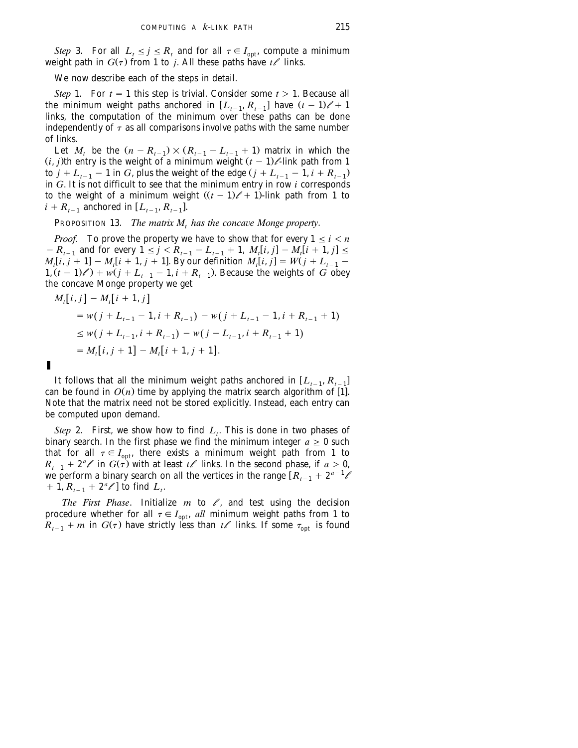*Step* 3. For all $L_t \le j \le R_t$ and for all $\tau \in I_{\text{opt}}$, compute a minimum weight path in $G(\tau)$ from 1 to $j$. All these paths have $t\ell$ links.

We now describe each of the steps in detail.

*Step* 1. For $t = 1$ this step is trivial. Consider some $t > 1$. Because all the minimum weight paths anchored in $[L_{t-1}, R_{t-1}]$ have $(t-1)\ell + 1$ links, the computation of the minimum over these paths can be done independently of $\tau$ as all comparisons involve paths with the same number of links.

Let $M_t$ be the $(n - R_{t-1}) \times (R_{t-1} - L_{t-1} + 1)$ matrix in which the $(i, j)$th entry is the weight of a minimum weight $(t-1)\ell$-link path from 1 to $j + L_{t-1} - 1$ in $G$, plus the weight of the edge $(j + L_{t-1} - 1, i + R_{t-1})$ in $G$. It is not difficult to see that the minimum entry in row $i$ corresponds to the weight of a minimum weight $((t-1)\ell + 1)$-link path from 1 to $i + R_{t-1}$ anchored in $[L_{t-1}, R_{t-1}]$.

PROPOSITION 13. *The matrix* $M_t$ *has the concave Monge property*.

*Proof*. To prove the property we have to show that for every $1 \le i < n - R_{t-1}$ and for every $1 \le j < R_{t-1} - L_{t-1} + 1$, $M_t[i, j] - M_t[i+1, j] \le M_t[i, j+1] - M_t[i+1, j+1]$. By our definition $M_t[i, j] = W(j + L_{t-1} - 1, (t-1)\ell) + w(j + L_{t-1} - 1, i + R_{t-1})$. Because the weights of $G$ obey the concave Monge property we get

$$
\begin{aligned}
M_t[i, j] - M_t[i+1, j] &= w(j + L_{t-1} - 1, i + R_{t-1}) - w(j + L_{t-1} - 1, i + R_{t-1} + 1) \\
&\le w(j + L_{t-1}, i + R_{t-1}) - w(j + L_{t-1}, i + R_{t-1} + 1) \\
&= M_t[i, j+1] - M_t[i+1, j+1].
\end{aligned}
$$

∎

It follows that all the minimum weight paths anchored in $[L_{t-1}, R_{t-1}]$ can be found in $O(n)$ time by applying the matrix search algorithm of [1]. Note that the matrix need not be stored explicitly. Instead, each entry can be computed upon demand.

*Step* 2. First, we show how to find $L_t$. This is done in two phases of binary search. In the first phase we find the minimum integer $a \ge 0$ such that for all $\tau \in I_{\text{opt}}$, there exists a minimum weight path from 1 to $R_{t-1} + 2^a\ell$ in $G(\tau)$ with at least $t\ell$ links. In the second phase, if $a > 0$, we perform a binary search on all the vertices in the range $[R_{t-1} + 2^{a-1}\ell + 1, R_{t-1} + 2^a\ell]$ to find $L_t$.

*The First Phase*. Initialize $m$ to $\ell$, and test using the decision procedure whether for all $\tau \in I_{\text{opt}}$, *all* minimum weight paths from 1 to $R_{t-1} + m$ in $G(\tau)$ have strictly less than $t\ell$ links. If some $\tau_{\text{opt}}$ is found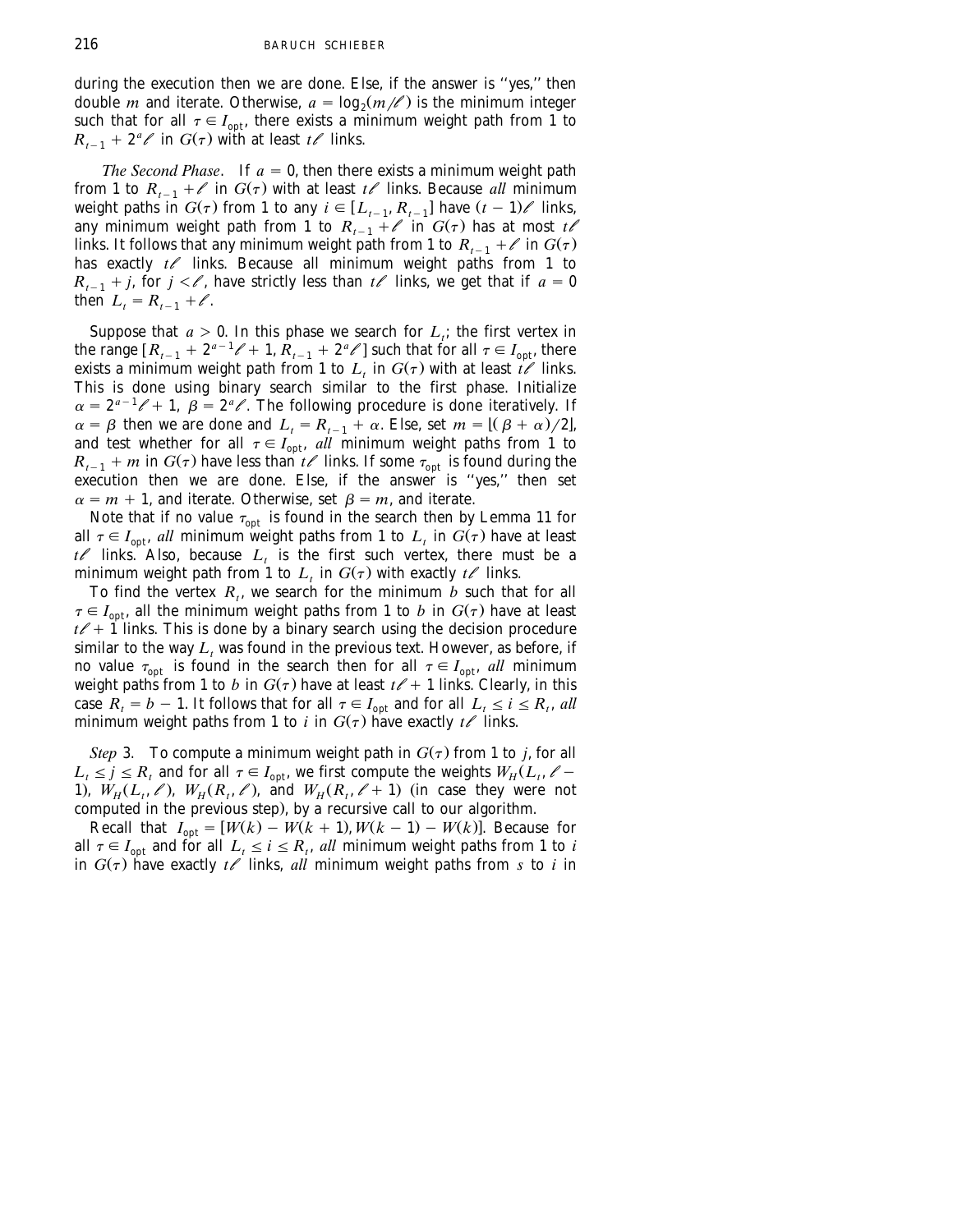during the execution then we are done. Else, if the answer is "yes," then double $m$ and iterate. Otherwise, $a = \log_2(m/\ell)$ is the minimum integer such that for all $\tau \in I_{\text{opt}}$, there exists a minimum weight path from 1 to $R_{t-1} + 2^a\ell$ in $G(\tau)$ with at least $t\ell$ links.

*The Second Phase*. If $a = 0$, then there exists a minimum weight path from 1 to $R_{t-1} + \ell$ in $G(\tau)$ with at least $t\ell$ links. Because *all* minimum weight paths in $G(\tau)$ from 1 to any $i \in [L_{t-1}, R_{t-1}]$ have $(t-1)\ell$ links, any minimum weight path from 1 to $R_{t-1} + \ell$ in $G(\tau)$ has at most $t\ell$ links. It follows that any minimum weight path from 1 to $R_{t-1} + \ell$ in $G(\tau)$ has exactly $t\ell$ links. Because all minimum weight paths from 1 to $R_{t-1} + j$, for $j < \ell$, have strictly less than $t\ell$ links, we get that if $a = 0$ then $L_t = R_{t-1} + \ell$.

Suppose that $a > 0$. In this phase we search for $L_t$; the first vertex in the range $[R_{t-1} + 2^{a-1}\ell + 1, R_{t-1} + 2^a\ell]$ such that for all $\tau \in I_{\text{opt}}$, there exists a minimum weight path from 1 to $L_t$ in $G(\tau)$ with at least $t\ell$ links. This is done using binary search similar to the first phase. Initialize $\alpha = 2^{a-1}\ell + 1$, $\beta = 2^a\ell$. The following procedure is done iteratively. If $\alpha = \beta$ then we are done and $L_t = R_{t-1} + \alpha$. Else, set $m = \lfloor(\beta + \alpha)/2\rfloor$, and test whether for all $\tau \in I_{\text{opt}}$, *all* minimum weight paths from 1 to $R_{t-1} + m$ in $G(\tau)$ have less than $t\ell$ links. If some $\tau_{\text{opt}}$ is found during the execution then we are done. Else, if the answer is "yes," then set $\alpha = m + 1$, and iterate. Otherwise, set $\beta = m$, and iterate.

Note that if no value $\tau_{\text{opt}}$ is found in the search then by Lemma 11 for all $\tau \in I_{\text{opt}}$, *all* minimum weight paths from 1 to $L_t$ in $G(\tau)$ have at least $t\ell$ links. Also, because $L_t$ is the first such vertex, there must be a minimum weight path from 1 to $L_t$ in $G(\tau)$ with exactly $t\ell$ links.

To find the vertex $R_t$, we search for the minimum $b$ such that for all $\tau \in I_{\text{opt}}$, all the minimum weight paths from 1 to $b$ in $G(\tau)$ have at least $t\ell + 1$ links. This is done by a binary search using the decision procedure similar to the way $L_t$ was found in the previous text. However, as before, if no value $\tau_{\text{opt}}$ is found in the search then for all $\tau \in I_{\text{opt}}$, *all* minimum weight paths from 1 to $b$ in $G(\tau)$ have at least $t\ell + 1$ links. Clearly, in this case $R_t = b - 1$. It follows that for all $\tau \in I_{\text{opt}}$ and for all $L_t \leq i \leq R_t$, *all* minimum weight paths from 1 to $i$ in $G(\tau)$ have exactly $t\ell$ links.

*Step* 3. To compute a minimum weight path in $G(\tau)$ from 1 to $j$, for all $L_t \leq j \leq R_t$ and for all $\tau \in I_{\text{opt}}$, we first compute the weights $W_H(L_t, \ell - 1)$, $W_H(L_t, \ell)$, $W_H(R_t, \ell)$, and $W_H(R_t, \ell + 1)$ (in case they were not computed in the previous step), by a recursive call to our algorithm.

Recall that $I_{\text{opt}} = [W(k) - W(k+1), W(k-1) - W(k)]$. Because for all $\tau \in I_{\text{opt}}$ and for all $L_t \leq i \leq R_t$, *all* minimum weight paths from 1 to $i$ in $G(\tau)$ have exactly $t\ell$ links, *all* minimum weight paths from $s$ to $i$ in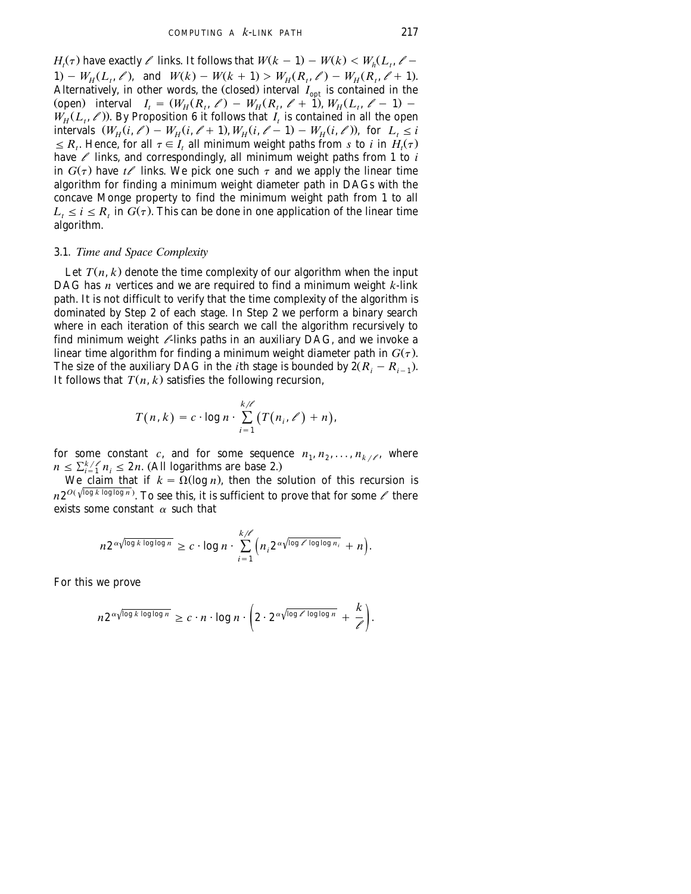$H_t(\tau)$ have exactly $\ell$ links. It follows that $W(k-1) - W(k) < W_h(L_t, \ell - 1) - W_H(L_t, \ell)$, and $W(k) - W(k+1) > W_H(R_t, \ell) - W_H(R_t, \ell + 1)$. Alternatively, in other words, the (closed) interval $I_{\text{opt}}$ is contained in the (open) interval $I_t = (W_H(R_t, \ell) - W_H(R_t, \ell+1), W_H(L_t, \ell - 1) - W_H(L_t, \ell))$. By Proposition 6 it follows that $I_t$ is contained in all the open intervals $(W_H(i, \ell) - W_H(i, \ell+1), W_H(i, \ell - 1) - W_H(i, \ell))$, for $L_t \le i \le R_t$. Hence, for all $\tau \in I_t$ all minimum weight paths from $s$ to $i$ in $H_t(\tau)$ have $\ell$ links, and correspondingly, all minimum weight paths from 1 to $i$ in $G(\tau)$ have $t\ell$ links. We pick one such $\tau$ and we apply the linear time algorithm for finding a minimum weight diameter path in DAGs with the concave Monge property to find the minimum weight path from 1 to all $L_t \le i \le R_t$ in $G(\tau)$. This can be done in one application of the linear time algorithm.

### 3.1. *Time and Space Complexity*

Let $T(n,k)$ denote the time complexity of our algorithm when the input DAG has $n$ vertices and we are required to find a minimum weight $k$-link path. It is not difficult to verify that the time complexity of the algorithm is dominated by Step 2 of each stage. In Step 2 we perform a binary search where in each iteration of this search we call the algorithm recursively to find minimum weight $\ell$-links paths in an auxiliary DAG, and we invoke a linear time algorithm for finding a minimum weight diameter path in $G(\tau)$. The size of the auxiliary DAG in the $i$th stage is bounded by $2(R_i - R_{i-1})$. It follows that $T(n,k)$ satisfies the following recursion,

$$T(n,k) = c \cdot \log n \cdot \sum_{i=1}^{k/\ell} \big(T(n_i, \ell) + n\big),$$

for some constant $c$, and for some sequence $n_1, n_2, \ldots, n_{k/\ell}$, where $n \le \sum_{i=1}^{k/\ell} n_i \le 2n$. (All logarithms are base 2.)

We claim that if $k = \Omega(\log n)$, then the solution of this recursion is $n2^{O(\sqrt{\log k \log\log n})}$. To see this, it is sufficient to prove that for some $\ell$ there exists some constant $\alpha$ such that

$$n2^{\alpha\sqrt{\log k \log\log n}} \ge c \cdot \log n \cdot \sum_{i=1}^{k/\ell} \Big(n_i 2^{\alpha\sqrt{\log \ell \log\log n_i}} + n\Big).$$

For this we prove

$$n2^{\alpha\sqrt{\log k \log\log n}} \ge c \cdot n \cdot \log n \cdot \left(2 \cdot 2^{\alpha\sqrt{\log \ell \log\log n}} + \frac{k}{\ell}\right).$$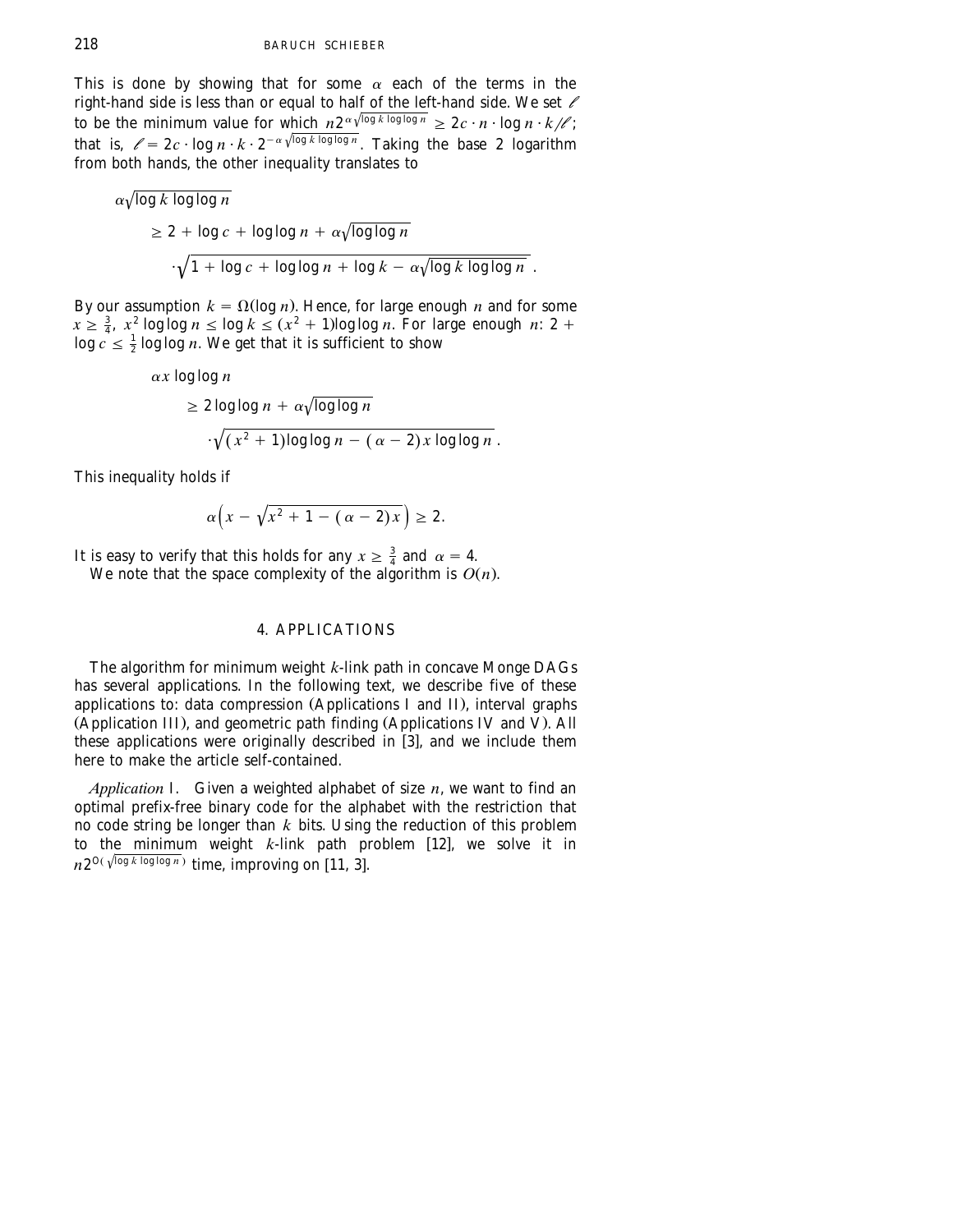This is done by showing that for some $\alpha$ each of the terms in the right-hand side is less than or equal to half of the left-hand side. We set $\ell$ to be the minimum value for which $n2^{\alpha\sqrt{\log k \log\log n}} \geq 2c \cdot n \cdot \log n \cdot k/\ell$; that is, $\ell = 2c \cdot \log n \cdot k \cdot 2^{-\alpha\sqrt{\log k \log\log n}}$. Taking the base 2 logarithm from both hands, the other inequality translates to

$$
\begin{aligned}
&\alpha\sqrt{\log k \log\log n} \\
&\quad \geq 2 + \log c + \log\log n + \alpha\sqrt{\log\log n} \\
&\quad\quad \cdot \sqrt{1 + \log c + \log\log n + \log k - \alpha\sqrt{\log k \log\log n}}\,.
\end{aligned}
$$

By our assumption $k = \Omega(\log n)$. Hence, for large enough $n$ and for some $x \geq \frac{3}{4}$, $x^2 \log\log n \leq \log k \leq (x^2+1)\log\log n$. For large enough $n$: $2 + \log c \leq \frac{1}{2}\log\log n$. We get that it is sufficient to show

$$
\begin{aligned}
&\alpha x \log\log n \\
&\quad \geq 2\log\log n + \alpha\sqrt{\log\log n} \\
&\quad\quad \cdot \sqrt{(x^2+1)\log\log n - (\alpha - 2)x\log\log n}\,.
\end{aligned}
$$

This inequality holds if

$$
\alpha\left(x - \sqrt{x^2 + 1 - (\alpha - 2)x}\right) \geq 2.
$$

It is easy to verify that this holds for any $x \geq \frac{3}{4}$ and $\alpha = 4$.

We note that the space complexity of the algorithm is $O(n)$.

## 4. APPLICATIONS

The algorithm for minimum weight $k$-link path in concave Monge DAGs has several applications. In the following text, we describe five of these applications to: data compression (Applications I and II), interval graphs (Application III), and geometric path finding (Applications IV and V). All these applications were originally described in [3], and we include them here to make the article self-contained.

*Application* I. Given a weighted alphabet of size $n$, we want to find an optimal prefix-free binary code for the alphabet with the restriction that no code string be longer than $k$ bits. Using the reduction of this problem to the minimum weight $k$-link path problem [12], we solve it in $n2^{O(\sqrt{\log k \log\log n})}$ time, improving on [11, 3].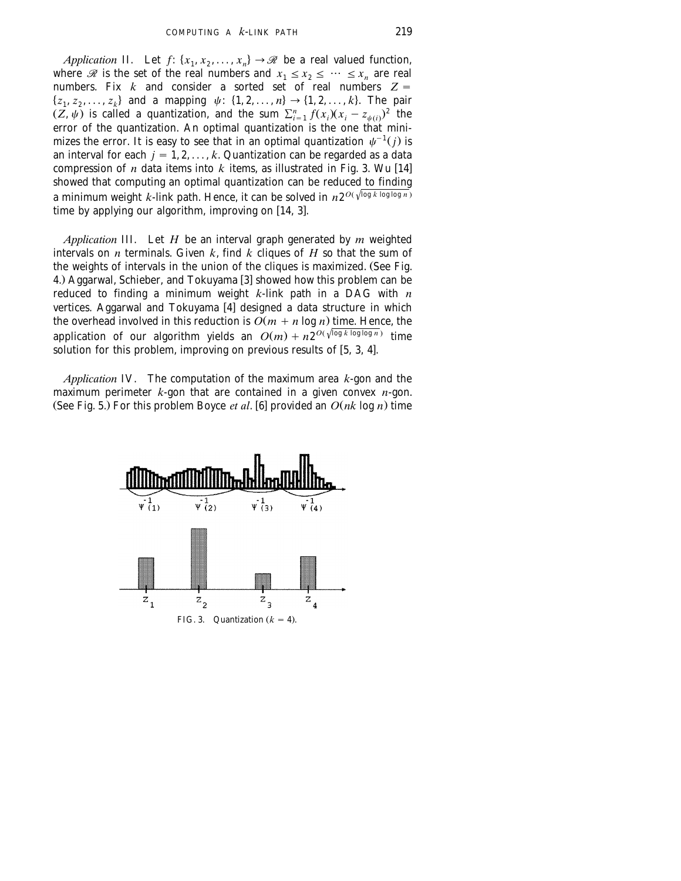*Application* II. Let $f: \{x_1, x_2, \ldots, x_n\} \to \mathscr{R}$ be a real valued function, where $\mathscr{R}$ is the set of the real numbers and $x_1 \leq x_2 \leq \cdots \leq x_n$ are real numbers. Fix $k$ and consider a sorted set of real numbers $Z = \{z_1, z_2, \ldots, z_k\}$ and a mapping $\psi: \{1, 2, \ldots, n\} \to \{1, 2, \ldots, k\}$. The pair $(Z, \psi)$ is called a quantization, and the sum $\sum_{i=1}^{n} f(x_i)(x_i - z_{\psi(i)})^2$ the error of the quantization. An optimal quantization is the one that minimizes the error. It is easy to see that in an optimal quantization $\psi^{-1}(j)$ is an interval for each $j = 1, 2, \ldots, k$. Quantization can be regarded as a data compression of $n$ data items into $k$ items, as illustrated in Fig. 3. Wu [14] showed that computing an optimal quantization can be reduced to finding a minimum weight $k$-link path. Hence, it can be solved in $n2^{O(\sqrt{\log k \log\log n})}$ time by applying our algorithm, improving on [14, 3].

*Application* III. Let $H$ be an interval graph generated by $m$ weighted intervals on $n$ terminals. Given $k$, find $k$ cliques of $H$ so that the sum of the weights of intervals in the union of the cliques is maximized. (See Fig. 4.) Aggarwal, Schieber, and Tokuyama [3] showed how this problem can be reduced to finding a minimum weight $k$-link path in a DAG with $n$ vertices. Aggarwal and Tokuyama [4] designed a data structure in which the overhead involved in this reduction is $O(m + n \log n)$ time. Hence, the application of our algorithm yields an $O(m) + n2^{O(\sqrt{\log k \log\log n})}$ time solution for this problem, improving on previous results of [5, 3, 4].

*Application* IV. The computation of the maximum area $k$-gon and the maximum perimeter $k$-gon that are contained in a given convex $n$-gon. (See Fig. 5.) For this problem Boyce *et al*. [6] provided an $O(nk \log n)$ time

FIG. 3. Quantization ($k = 4$).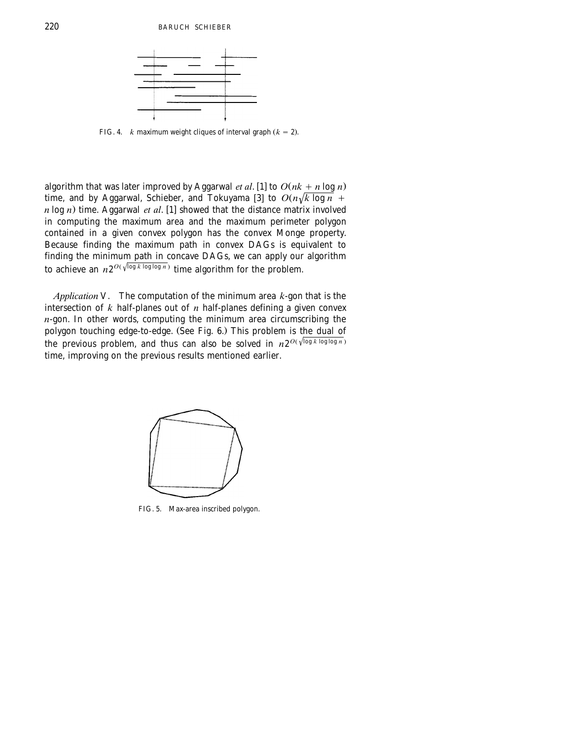FIG. 4. $k$ maximum weight cliques of interval graph ($k = 2$).

algorithm that was later improved by Aggarwal *et al.* [1] to $O(nk + n \log n)$ time, and by Aggarwal, Schieber, and Tokuyama [3] to $O(n\sqrt{k \log n} + n \log n)$ time. Aggarwal *et al.* [1] showed that the distance matrix involved in computing the maximum area and the maximum perimeter polygon contained in a given convex polygon has the convex Monge property. Because finding the maximum path in convex DAGs is equivalent to finding the minimum path in concave DAGs, we can apply our algorithm to achieve an $n2^{O(\sqrt{\log k \log\log n})}$ time algorithm for the problem.

*Application* V. The computation of the minimum area $k$-gon that is the intersection of $k$ half-planes out of $n$ half-planes defining a given convex $n$-gon. In other words, computing the minimum area circumscribing the polygon touching edge-to-edge. (See Fig. 6.) This problem is the dual of the previous problem, and thus can also be solved in $n2^{O(\sqrt{\log k \log\log n})}$ time, improving on the previous results mentioned earlier.

FIG. 5. Max-area inscribed polygon.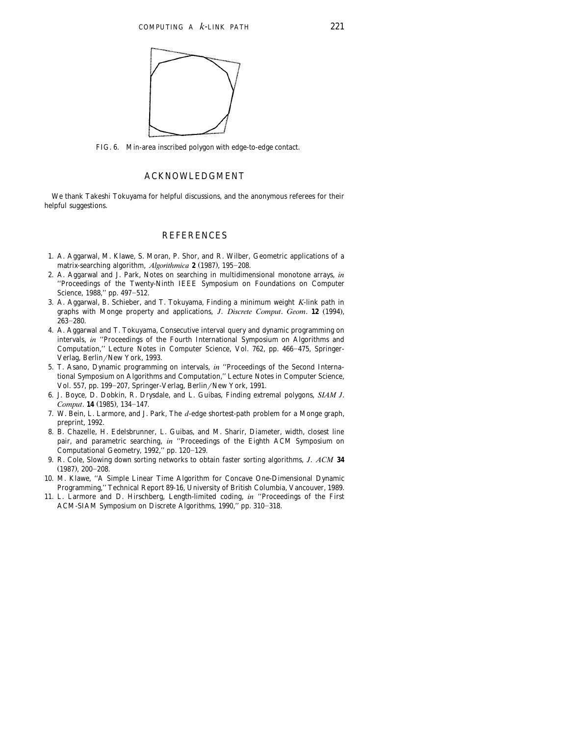FIG. 6. Min-area inscribed polygon with edge-to-edge contact.

## ACKNOWLEDGMENT

We thank Takeshi Tokuyama for helpful discussions, and the anonymous referees for their helpful suggestions.

## REFERENCES

1. A. Aggarwal, M. Klawe, S. Moran, P. Shor, and R. Wilber, Geometric applications of a matrix-searching algorithm, *Algorithmica* **2** (1987), 195–208.
2. A. Aggarwal and J. Park, Notes on searching in multidimensional monotone arrays, *in* "Proceedings of the Twenty-Ninth IEEE Symposium on Foundations on Computer Science, 1988," pp. 497–512.
3. A. Aggarwal, B. Schieber, and T. Tokuyama, Finding a minimum weight $K$-link path in graphs with Monge property and applications, *J. Discrete Comput. Geom.* **12** (1994), 263–280.
4. A. Aggarwal and T. Tokuyama, Consecutive interval query and dynamic programming on intervals, *in* "Proceedings of the Fourth International Symposium on Algorithms and Computation," Lecture Notes in Computer Science, Vol. 762, pp. 466–475, Springer-Verlag, Berlin/New York, 1993.
5. T. Asano, Dynamic programming on intervals, *in* "Proceedings of the Second International Symposium on Algorithms and Computation," Lecture Notes in Computer Science, Vol. 557, pp. 199–207, Springer-Verlag, Berlin/New York, 1991.
6. J. Boyce, D. Dobkin, R. Drysdale, and L. Guibas, Finding extremal polygons, *SIAM J. Comput.* **14** (1985), 134–147.
7. W. Bein, L. Larmore, and J. Park, The $d$-edge shortest-path problem for a Monge graph, preprint, 1992.
8. B. Chazelle, H. Edelsbrunner, L. Guibas, and M. Sharir, Diameter, width, closest line pair, and parametric searching, *in* "Proceedings of the Eighth ACM Symposium on Computational Geometry, 1992," pp. 120–129.
9. R. Cole, Slowing down sorting networks to obtain faster sorting algorithms, *J. ACM* **34** (1987), 200–208.
10. M. Klawe, "A Simple Linear Time Algorithm for Concave One-Dimensional Dynamic Programming," Technical Report 89-16, University of British Columbia, Vancouver, 1989.
11. L. Larmore and D. Hirschberg, Length-limited coding, *in* "Proceedings of the First ACM-SIAM Symposium on Discrete Algorithms, 1990," pp. 310–318.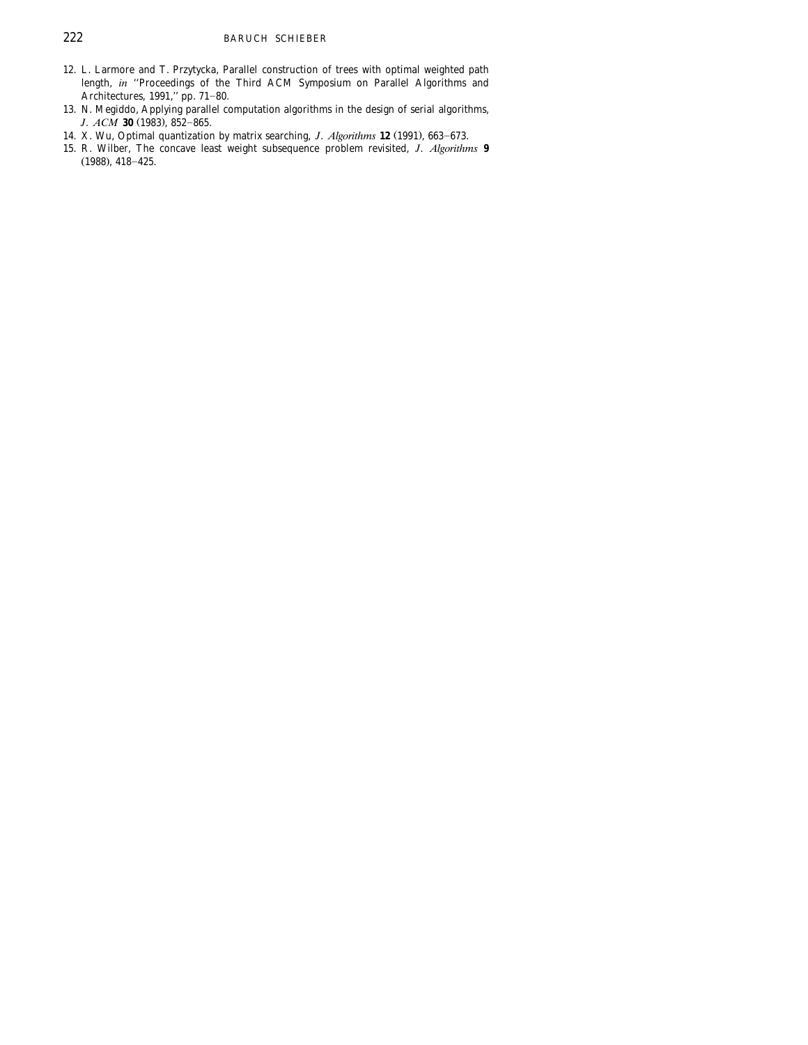12. L. Larmore and T. Przytycka, Parallel construction of trees with optimal weighted path length, *in* ''Proceedings of the Third ACM Symposium on Parallel Algorithms and Architectures, 1991,'' pp. 71–80.
13. N. Megiddo, Applying parallel computation algorithms in the design of serial algorithms, *J. ACM* **30** (1983), 852–865.
14. X. Wu, Optimal quantization by matrix searching, *J. Algorithms* **12** (1991), 663–673.
15. R. Wilber, The concave least weight subsequence problem revisited, *J. Algorithms* **9** (1988), 418–425.